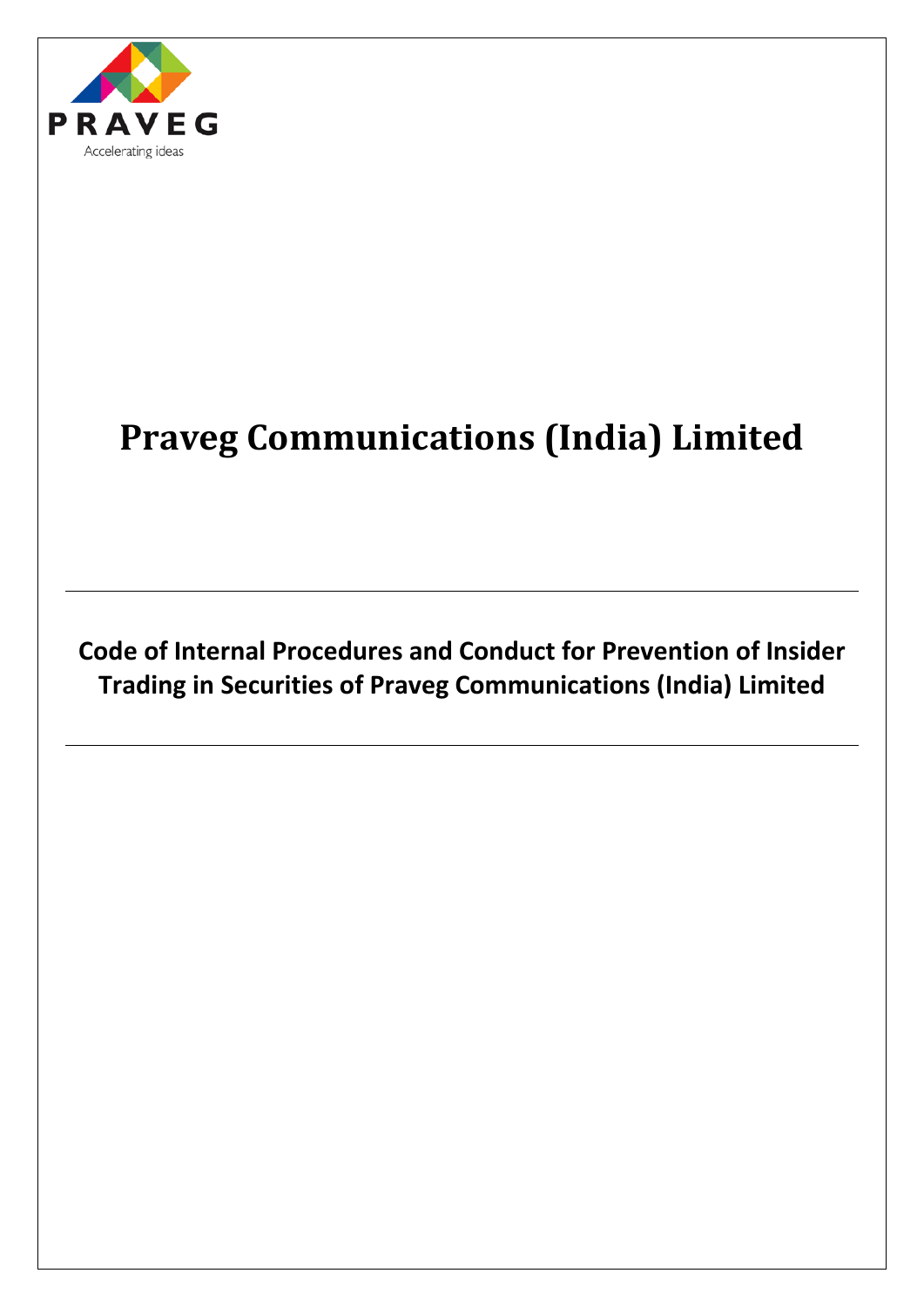PRAVEG

Accelerating ideas

# Praveg Communications (India) Limited

---

## Code of Internal Procedures and Conduct for Prevention of Insider Trading in Securities of Praveg Communications (India) Limited

---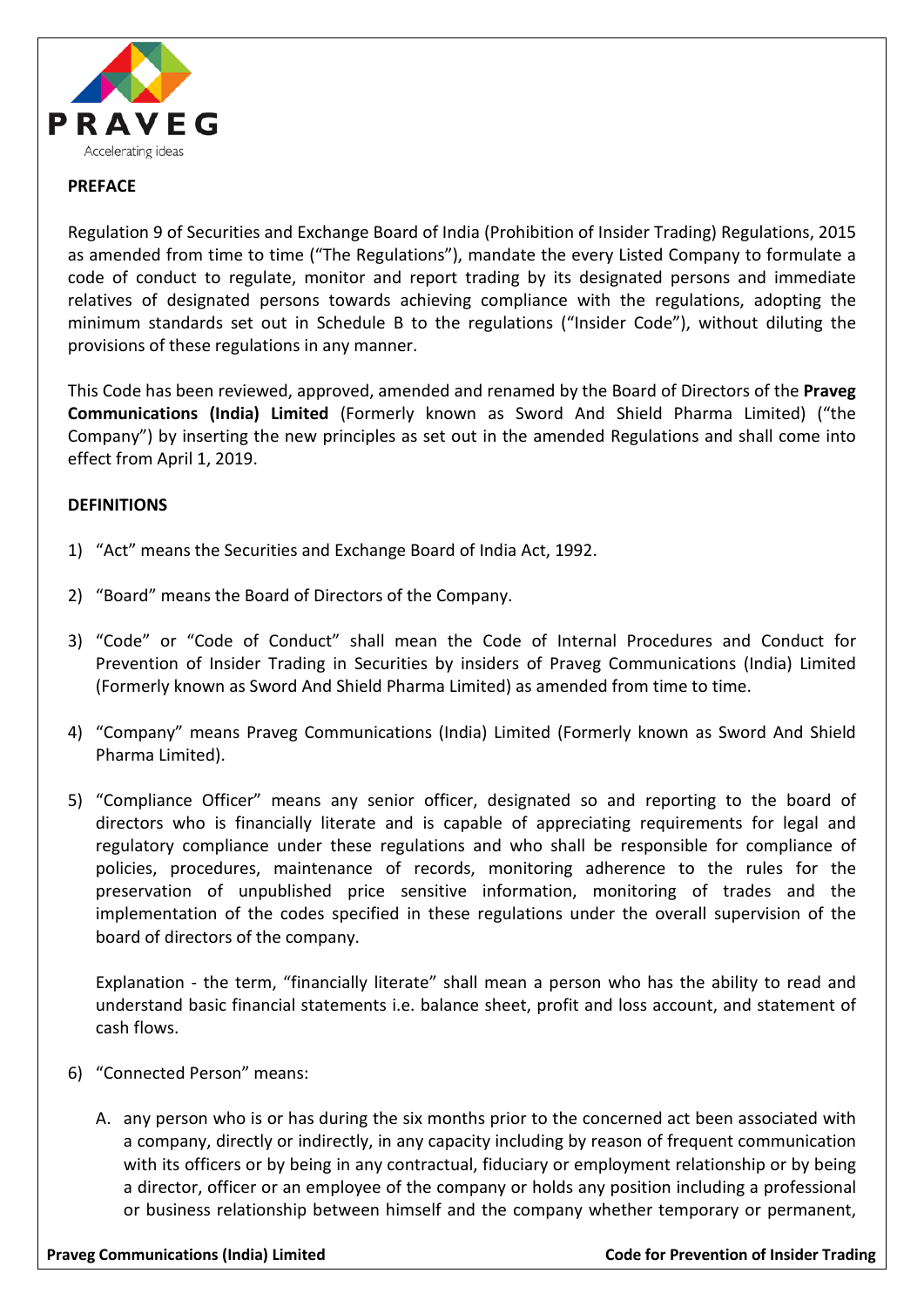## PREFACE

Regulation 9 of Securities and Exchange Board of India (Prohibition of Insider Trading) Regulations, 2015 as amended from time to time ("The Regulations"), mandate the every Listed Company to formulate a code of conduct to regulate, monitor and report trading by its designated persons and immediate relatives of designated persons towards achieving compliance with the regulations, adopting the minimum standards set out in Schedule B to the regulations ("Insider Code"), without diluting the provisions of these regulations in any manner.

This Code has been reviewed, approved, amended and renamed by the Board of Directors of the **Praveg Communications (India) Limited** (Formerly known as Sword And Shield Pharma Limited) ("the Company") by inserting the new principles as set out in the amended Regulations and shall come into effect from April 1, 2019.

## DEFINITIONS

1) "Act" means the Securities and Exchange Board of India Act, 1992.

2) "Board" means the Board of Directors of the Company.

3) "Code" or "Code of Conduct" shall mean the Code of Internal Procedures and Conduct for Prevention of Insider Trading in Securities by insiders of Praveg Communications (India) Limited (Formerly known as Sword And Shield Pharma Limited) as amended from time to time.

4) "Company" means Praveg Communications (India) Limited (Formerly known as Sword And Shield Pharma Limited).

5) "Compliance Officer" means any senior officer, designated so and reporting to the board of directors who is financially literate and is capable of appreciating requirements for legal and regulatory compliance under these regulations and who shall be responsible for compliance of policies, procedures, maintenance of records, monitoring adherence to the rules for the preservation of unpublished price sensitive information, monitoring of trades and the implementation of the codes specified in these regulations under the overall supervision of the board of directors of the company.

   Explanation - the term, "financially literate" shall mean a person who has the ability to read and understand basic financial statements i.e. balance sheet, profit and loss account, and statement of cash flows.

6) "Connected Person" means:

   A. any person who is or has during the six months prior to the concerned act been associated with a company, directly or indirectly, in any capacity including by reason of frequent communication with its officers or by being in any contractual, fiduciary or employment relationship or by being a director, officer or an employee of the company or holds any position including a professional or business relationship between himself and the company whether temporary or permanent,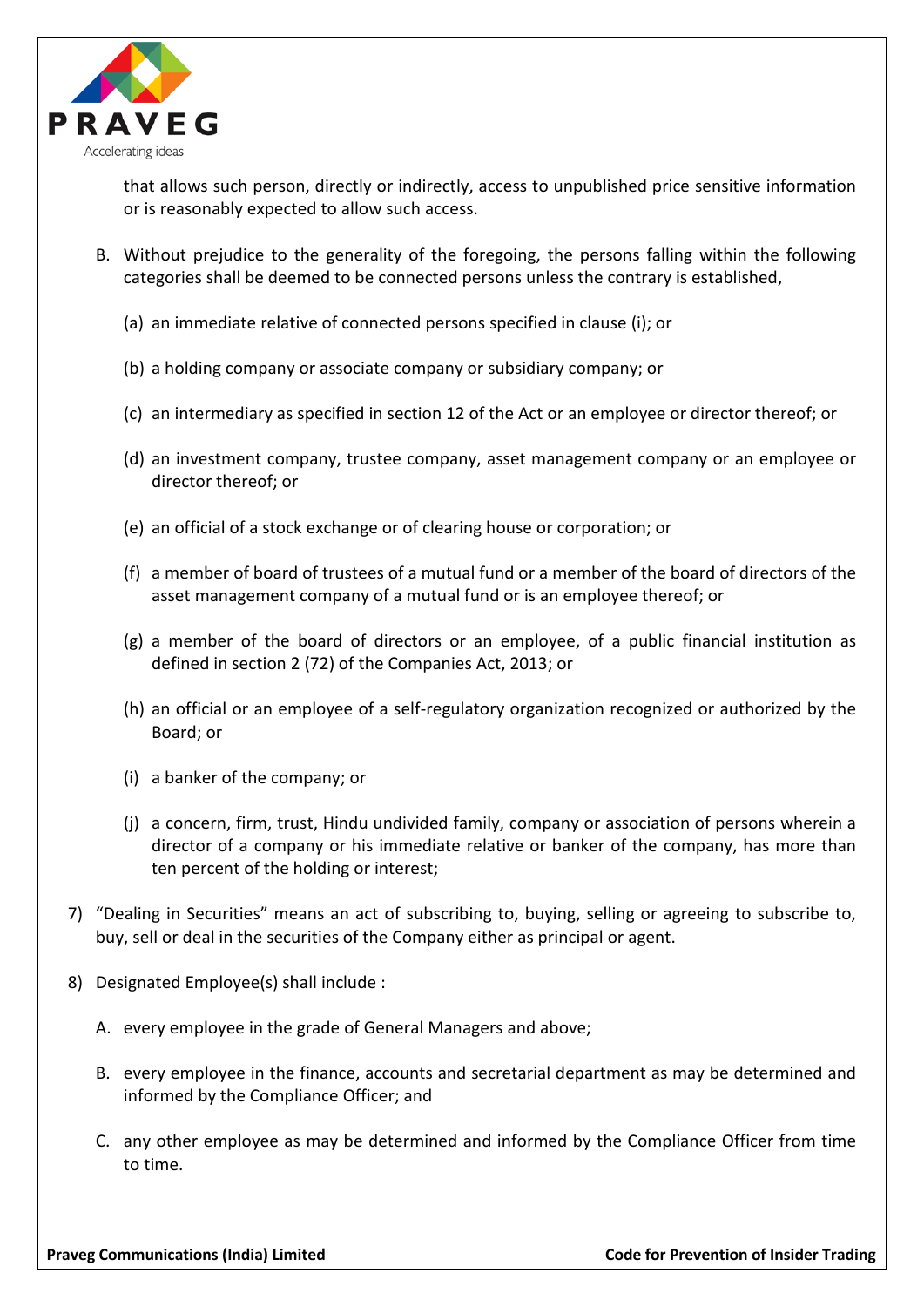that allows such person, directly or indirectly, access to unpublished price sensitive information or is reasonably expected to allow such access.

B. Without prejudice to the generality of the foregoing, the persons falling within the following categories shall be deemed to be connected persons unless the contrary is established,

(a) an immediate relative of connected persons specified in clause (i); or

(b) a holding company or associate company or subsidiary company; or

(c) an intermediary as specified in section 12 of the Act or an employee or director thereof; or

(d) an investment company, trustee company, asset management company or an employee or director thereof; or

(e) an official of a stock exchange or of clearing house or corporation; or

(f) a member of board of trustees of a mutual fund or a member of the board of directors of the asset management company of a mutual fund or is an employee thereof; or

(g) a member of the board of directors or an employee, of a public financial institution as defined in section 2 (72) of the Companies Act, 2013; or

(h) an official or an employee of a self-regulatory organization recognized or authorized by the Board; or

(i) a banker of the company; or

(j) a concern, firm, trust, Hindu undivided family, company or association of persons wherein a director of a company or his immediate relative or banker of the company, has more than ten percent of the holding or interest;

7) "Dealing in Securities" means an act of subscribing to, buying, selling or agreeing to subscribe to, buy, sell or deal in the securities of the Company either as principal or agent.

8) Designated Employee(s) shall include :

A. every employee in the grade of General Managers and above;

B. every employee in the finance, accounts and secretarial department as may be determined and informed by the Compliance Officer; and

C. any other employee as may be determined and informed by the Compliance Officer from time to time.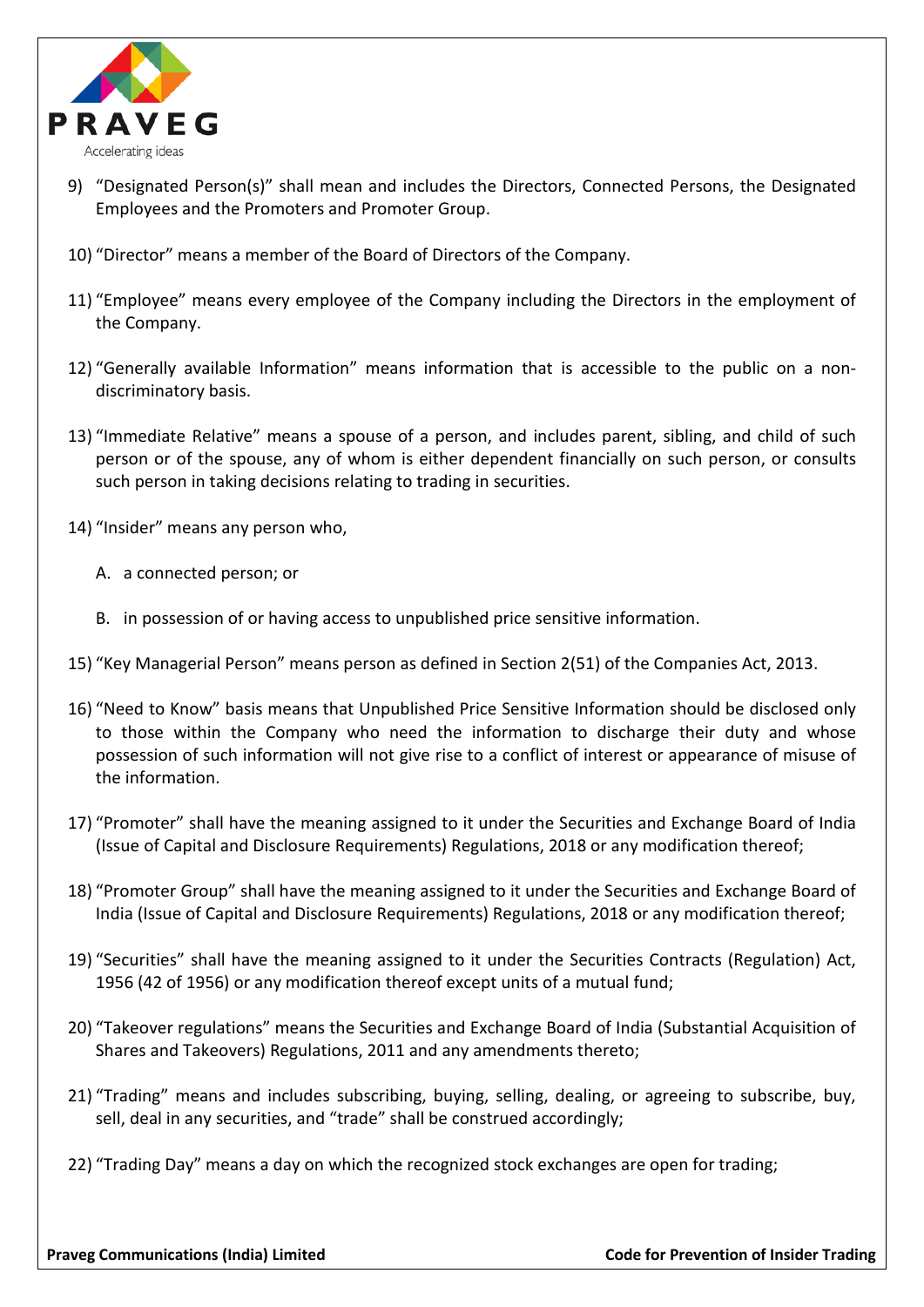9) “Designated Person(s)” shall mean and includes the Directors, Connected Persons, the Designated Employees and the Promoters and Promoter Group.

10) “Director” means a member of the Board of Directors of the Company.

11) “Employee” means every employee of the Company including the Directors in the employment of the Company.

12) “Generally available Information” means information that is accessible to the public on a non-discriminatory basis.

13) “Immediate Relative” means a spouse of a person, and includes parent, sibling, and child of such person or of the spouse, any of whom is either dependent financially on such person, or consults such person in taking decisions relating to trading in securities.

14) “Insider” means any person who,

    A. a connected person; or

    B. in possession of or having access to unpublished price sensitive information.

15) “Key Managerial Person” means person as defined in Section 2(51) of the Companies Act, 2013.

16) “Need to Know” basis means that Unpublished Price Sensitive Information should be disclosed only to those within the Company who need the information to discharge their duty and whose possession of such information will not give rise to a conflict of interest or appearance of misuse of the information.

17) “Promoter” shall have the meaning assigned to it under the Securities and Exchange Board of India (Issue of Capital and Disclosure Requirements) Regulations, 2018 or any modification thereof;

18) “Promoter Group” shall have the meaning assigned to it under the Securities and Exchange Board of India (Issue of Capital and Disclosure Requirements) Regulations, 2018 or any modification thereof;

19) “Securities” shall have the meaning assigned to it under the Securities Contracts (Regulation) Act, 1956 (42 of 1956) or any modification thereof except units of a mutual fund;

20) “Takeover regulations” means the Securities and Exchange Board of India (Substantial Acquisition of Shares and Takeovers) Regulations, 2011 and any amendments thereto;

21) “Trading” means and includes subscribing, buying, selling, dealing, or agreeing to subscribe, buy, sell, deal in any securities, and “trade” shall be construed accordingly;

22) “Trading Day” means a day on which the recognized stock exchanges are open for trading;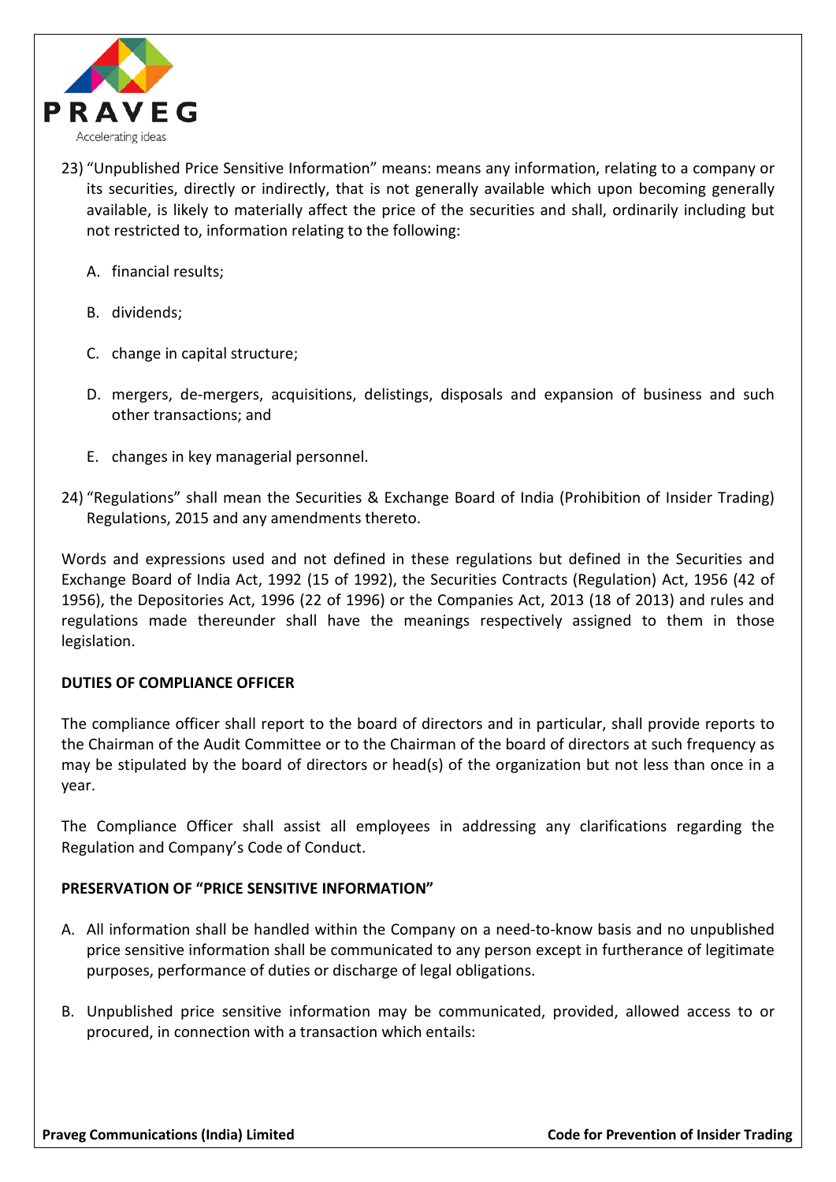23) "Unpublished Price Sensitive Information" means: means any information, relating to a company or its securities, directly or indirectly, that is not generally available which upon becoming generally available, is likely to materially affect the price of the securities and shall, ordinarily including but not restricted to, information relating to the following:

    A. financial results;

    B. dividends;

    C. change in capital structure;

    D. mergers, de-mergers, acquisitions, delistings, disposals and expansion of business and such other transactions; and

    E. changes in key managerial personnel.

24) "Regulations" shall mean the Securities & Exchange Board of India (Prohibition of Insider Trading) Regulations, 2015 and any amendments thereto.

Words and expressions used and not defined in these regulations but defined in the Securities and Exchange Board of India Act, 1992 (15 of 1992), the Securities Contracts (Regulation) Act, 1956 (42 of 1956), the Depositories Act, 1996 (22 of 1996) or the Companies Act, 2013 (18 of 2013) and rules and regulations made thereunder shall have the meanings respectively assigned to them in those legislation.

**DUTIES OF COMPLIANCE OFFICER**

The compliance officer shall report to the board of directors and in particular, shall provide reports to the Chairman of the Audit Committee or to the Chairman of the board of directors at such frequency as may be stipulated by the board of directors or head(s) of the organization but not less than once in a year.

The Compliance Officer shall assist all employees in addressing any clarifications regarding the Regulation and Company's Code of Conduct.

**PRESERVATION OF "PRICE SENSITIVE INFORMATION"**

A. All information shall be handled within the Company on a need-to-know basis and no unpublished price sensitive information shall be communicated to any person except in furtherance of legitimate purposes, performance of duties or discharge of legal obligations.

B. Unpublished price sensitive information may be communicated, provided, allowed access to or procured, in connection with a transaction which entails: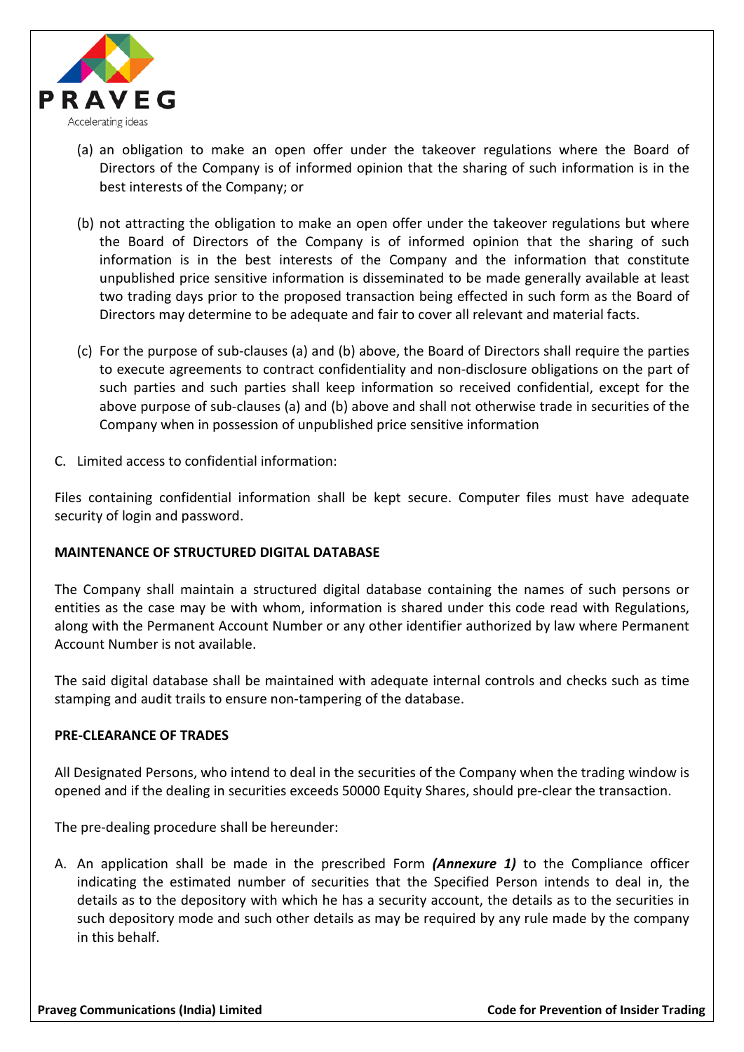(a) an obligation to make an open offer under the takeover regulations where the Board of Directors of the Company is of informed opinion that the sharing of such information is in the best interests of the Company; or

(b) not attracting the obligation to make an open offer under the takeover regulations but where the Board of Directors of the Company is of informed opinion that the sharing of such information is in the best interests of the Company and the information that constitute unpublished price sensitive information is disseminated to be made generally available at least two trading days prior to the proposed transaction being effected in such form as the Board of Directors may determine to be adequate and fair to cover all relevant and material facts.

(c) For the purpose of sub-clauses (a) and (b) above, the Board of Directors shall require the parties to execute agreements to contract confidentiality and non-disclosure obligations on the part of such parties and such parties shall keep information so received confidential, except for the above purpose of sub-clauses (a) and (b) above and shall not otherwise trade in securities of the Company when in possession of unpublished price sensitive information

C. Limited access to confidential information:

Files containing confidential information shall be kept secure. Computer files must have adequate security of login and password.

**MAINTENANCE OF STRUCTURED DIGITAL DATABASE**

The Company shall maintain a structured digital database containing the names of such persons or entities as the case may be with whom, information is shared under this code read with Regulations, along with the Permanent Account Number or any other identifier authorized by law where Permanent Account Number is not available.

The said digital database shall be maintained with adequate internal controls and checks such as time stamping and audit trails to ensure non-tampering of the database.

**PRE-CLEARANCE OF TRADES**

All Designated Persons, who intend to deal in the securities of the Company when the trading window is opened and if the dealing in securities exceeds 50000 Equity Shares, should pre-clear the transaction.

The pre-dealing procedure shall be hereunder:

A. An application shall be made in the prescribed Form ***(Annexure 1)*** to the Compliance officer indicating the estimated number of securities that the Specified Person intends to deal in, the details as to the depository with which he has a security account, the details as to the securities in such depository mode and such other details as may be required by any rule made by the company in this behalf.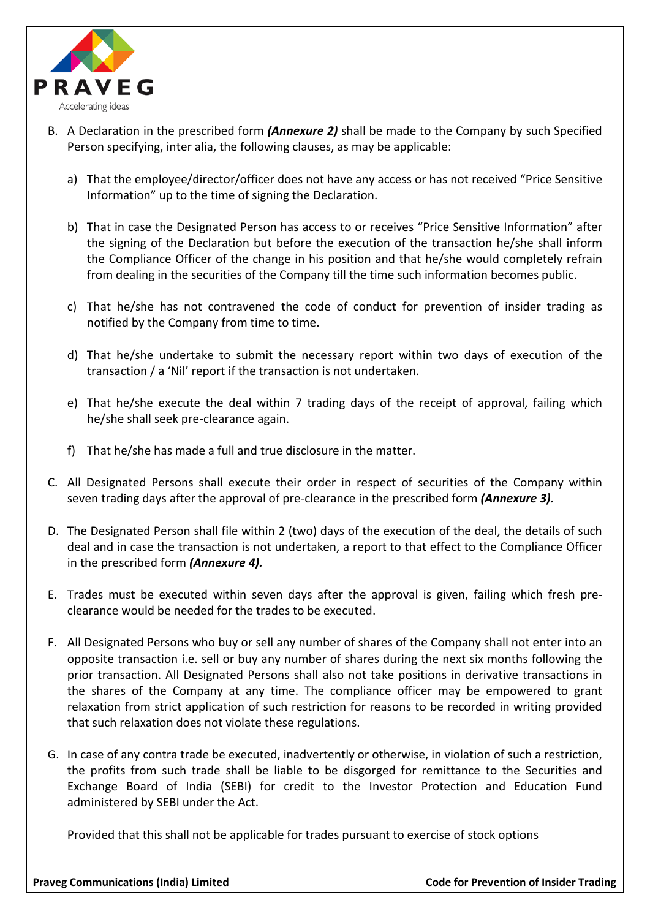B. A Declaration in the prescribed form ***(Annexure 2)*** shall be made to the Company by such Specified Person specifying, inter alia, the following clauses, as may be applicable:

   a) That the employee/director/officer does not have any access or has not received "Price Sensitive Information" up to the time of signing the Declaration.

   b) That in case the Designated Person has access to or receives "Price Sensitive Information" after the signing of the Declaration but before the execution of the transaction he/she shall inform the Compliance Officer of the change in his position and that he/she would completely refrain from dealing in the securities of the Company till the time such information becomes public.

   c) That he/she has not contravened the code of conduct for prevention of insider trading as notified by the Company from time to time.

   d) That he/she undertake to submit the necessary report within two days of execution of the transaction / a 'Nil' report if the transaction is not undertaken.

   e) That he/she execute the deal within 7 trading days of the receipt of approval, failing which he/she shall seek pre-clearance again.

   f) That he/she has made a full and true disclosure in the matter.

C. All Designated Persons shall execute their order in respect of securities of the Company within seven trading days after the approval of pre-clearance in the prescribed form ***(Annexure 3).***

D. The Designated Person shall file within 2 (two) days of the execution of the deal, the details of such deal and in case the transaction is not undertaken, a report to that effect to the Compliance Officer in the prescribed form ***(Annexure 4).***

E. Trades must be executed within seven days after the approval is given, failing which fresh pre-clearance would be needed for the trades to be executed.

F. All Designated Persons who buy or sell any number of shares of the Company shall not enter into an opposite transaction i.e. sell or buy any number of shares during the next six months following the prior transaction. All Designated Persons shall also not take positions in derivative transactions in the shares of the Company at any time. The compliance officer may be empowered to grant relaxation from strict application of such restriction for reasons to be recorded in writing provided that such relaxation does not violate these regulations.

G. In case of any contra trade be executed, inadvertently or otherwise, in violation of such a restriction, the profits from such trade shall be liable to be disgorged for remittance to the Securities and Exchange Board of India (SEBI) for credit to the Investor Protection and Education Fund administered by SEBI under the Act.

   Provided that this shall not be applicable for trades pursuant to exercise of stock options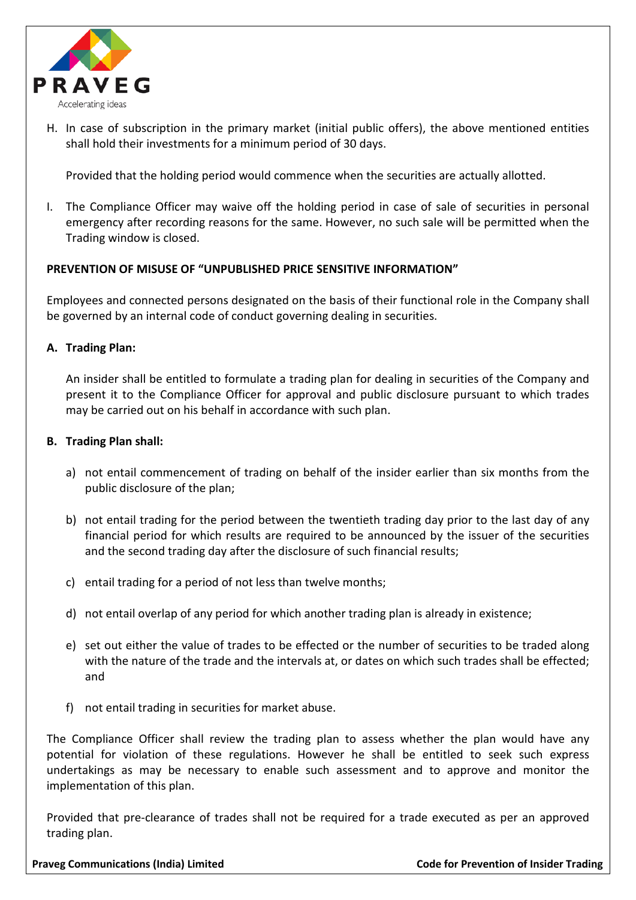H. In case of subscription in the primary market (initial public offers), the above mentioned entities shall hold their investments for a minimum period of 30 days.

   Provided that the holding period would commence when the securities are actually allotted.

I. The Compliance Officer may waive off the holding period in case of sale of securities in personal emergency after recording reasons for the same. However, no such sale will be permitted when the Trading window is closed.

**PREVENTION OF MISUSE OF "UNPUBLISHED PRICE SENSITIVE INFORMATION"**

Employees and connected persons designated on the basis of their functional role in the Company shall be governed by an internal code of conduct governing dealing in securities.

**A. Trading Plan:**

An insider shall be entitled to formulate a trading plan for dealing in securities of the Company and present it to the Compliance Officer for approval and public disclosure pursuant to which trades may be carried out on his behalf in accordance with such plan.

**B. Trading Plan shall:**

a) not entail commencement of trading on behalf of the insider earlier than six months from the public disclosure of the plan;

b) not entail trading for the period between the twentieth trading day prior to the last day of any financial period for which results are required to be announced by the issuer of the securities and the second trading day after the disclosure of such financial results;

c) entail trading for a period of not less than twelve months;

d) not entail overlap of any period for which another trading plan is already in existence;

e) set out either the value of trades to be effected or the number of securities to be traded along with the nature of the trade and the intervals at, or dates on which such trades shall be effected; and

f) not entail trading in securities for market abuse.

The Compliance Officer shall review the trading plan to assess whether the plan would have any potential for violation of these regulations. However he shall be entitled to seek such express undertakings as may be necessary to enable such assessment and to approve and monitor the implementation of this plan.

Provided that pre-clearance of trades shall not be required for a trade executed as per an approved trading plan.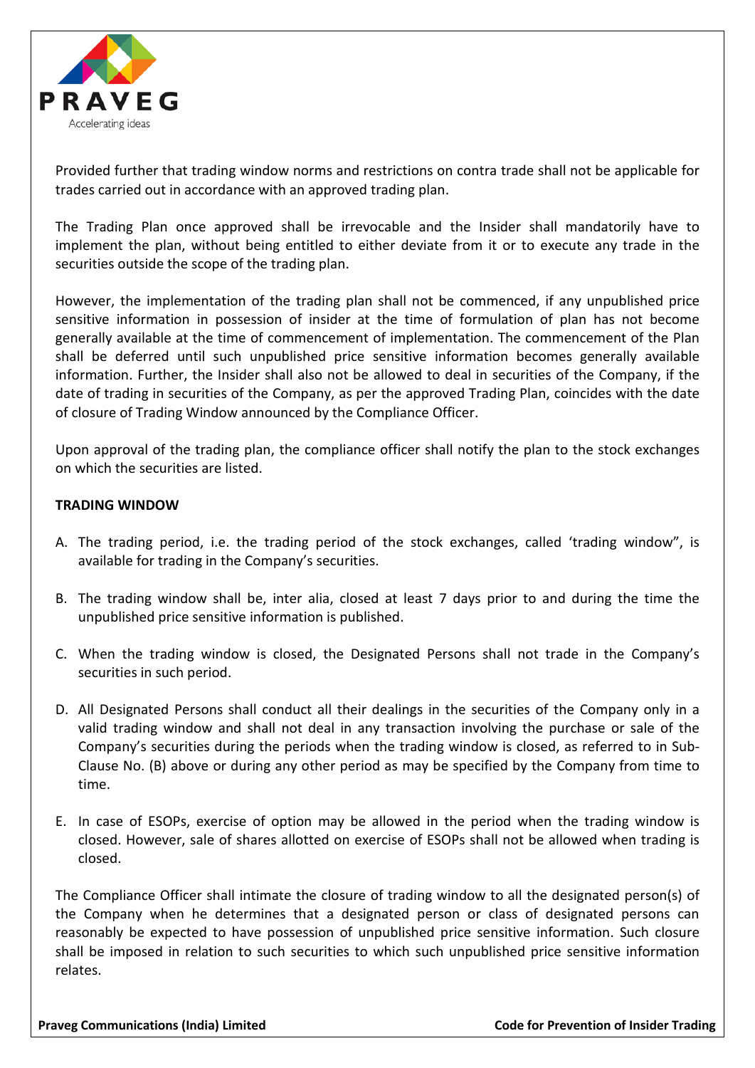Provided further that trading window norms and restrictions on contra trade shall not be applicable for trades carried out in accordance with an approved trading plan.

The Trading Plan once approved shall be irrevocable and the Insider shall mandatorily have to implement the plan, without being entitled to either deviate from it or to execute any trade in the securities outside the scope of the trading plan.

However, the implementation of the trading plan shall not be commenced, if any unpublished price sensitive information in possession of insider at the time of formulation of plan has not become generally available at the time of commencement of implementation. The commencement of the Plan shall be deferred until such unpublished price sensitive information becomes generally available information. Further, the Insider shall also not be allowed to deal in securities of the Company, if the date of trading in securities of the Company, as per the approved Trading Plan, coincides with the date of closure of Trading Window announced by the Compliance Officer.

Upon approval of the trading plan, the compliance officer shall notify the plan to the stock exchanges on which the securities are listed.

**TRADING WINDOW**

A. The trading period, i.e. the trading period of the stock exchanges, called 'trading window", is available for trading in the Company's securities.

B. The trading window shall be, inter alia, closed at least 7 days prior to and during the time the unpublished price sensitive information is published.

C. When the trading window is closed, the Designated Persons shall not trade in the Company's securities in such period.

D. All Designated Persons shall conduct all their dealings in the securities of the Company only in a valid trading window and shall not deal in any transaction involving the purchase or sale of the Company's securities during the periods when the trading window is closed, as referred to in Sub-Clause No. (B) above or during any other period as may be specified by the Company from time to time.

E. In case of ESOPs, exercise of option may be allowed in the period when the trading window is closed. However, sale of shares allotted on exercise of ESOPs shall not be allowed when trading is closed.

The Compliance Officer shall intimate the closure of trading window to all the designated person(s) of the Company when he determines that a designated person or class of designated persons can reasonably be expected to have possession of unpublished price sensitive information. Such closure shall be imposed in relation to such securities to which such unpublished price sensitive information relates.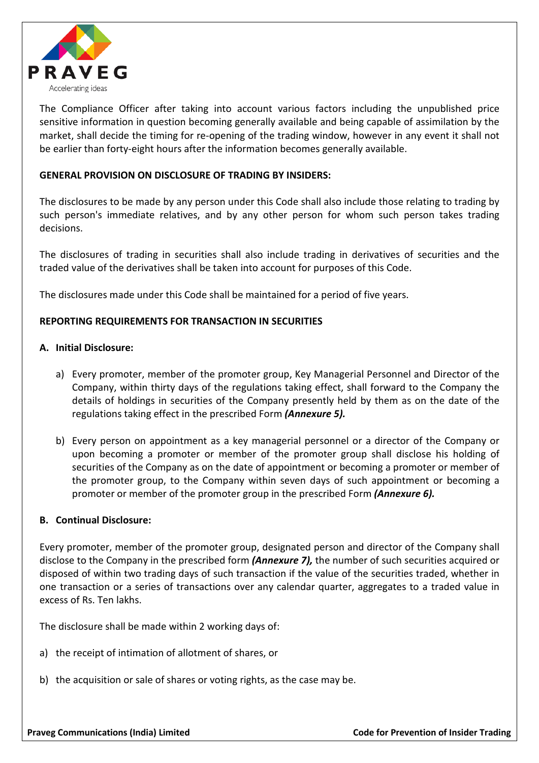The Compliance Officer after taking into account various factors including the unpublished price sensitive information in question becoming generally available and being capable of assimilation by the market, shall decide the timing for re-opening of the trading window, however in any event it shall not be earlier than forty-eight hours after the information becomes generally available.

**GENERAL PROVISION ON DISCLOSURE OF TRADING BY INSIDERS:**

The disclosures to be made by any person under this Code shall also include those relating to trading by such person's immediate relatives, and by any other person for whom such person takes trading decisions.

The disclosures of trading in securities shall also include trading in derivatives of securities and the traded value of the derivatives shall be taken into account for purposes of this Code.

The disclosures made under this Code shall be maintained for a period of five years.

**REPORTING REQUIREMENTS FOR TRANSACTION IN SECURITIES**

**A. Initial Disclosure:**

a) Every promoter, member of the promoter group, Key Managerial Personnel and Director of the Company, within thirty days of the regulations taking effect, shall forward to the Company the details of holdings in securities of the Company presently held by them as on the date of the regulations taking effect in the prescribed Form ***(Annexure 5).***

b) Every person on appointment as a key managerial personnel or a director of the Company or upon becoming a promoter or member of the promoter group shall disclose his holding of securities of the Company as on the date of appointment or becoming a promoter or member of the promoter group, to the Company within seven days of such appointment or becoming a promoter or member of the promoter group in the prescribed Form ***(Annexure 6).***

**B. Continual Disclosure:**

Every promoter, member of the promoter group, designated person and director of the Company shall disclose to the Company in the prescribed form ***(Annexure 7),*** the number of such securities acquired or disposed of within two trading days of such transaction if the value of the securities traded, whether in one transaction or a series of transactions over any calendar quarter, aggregates to a traded value in excess of Rs. Ten lakhs.

The disclosure shall be made within 2 working days of:

a) the receipt of intimation of allotment of shares, or

b) the acquisition or sale of shares or voting rights, as the case may be.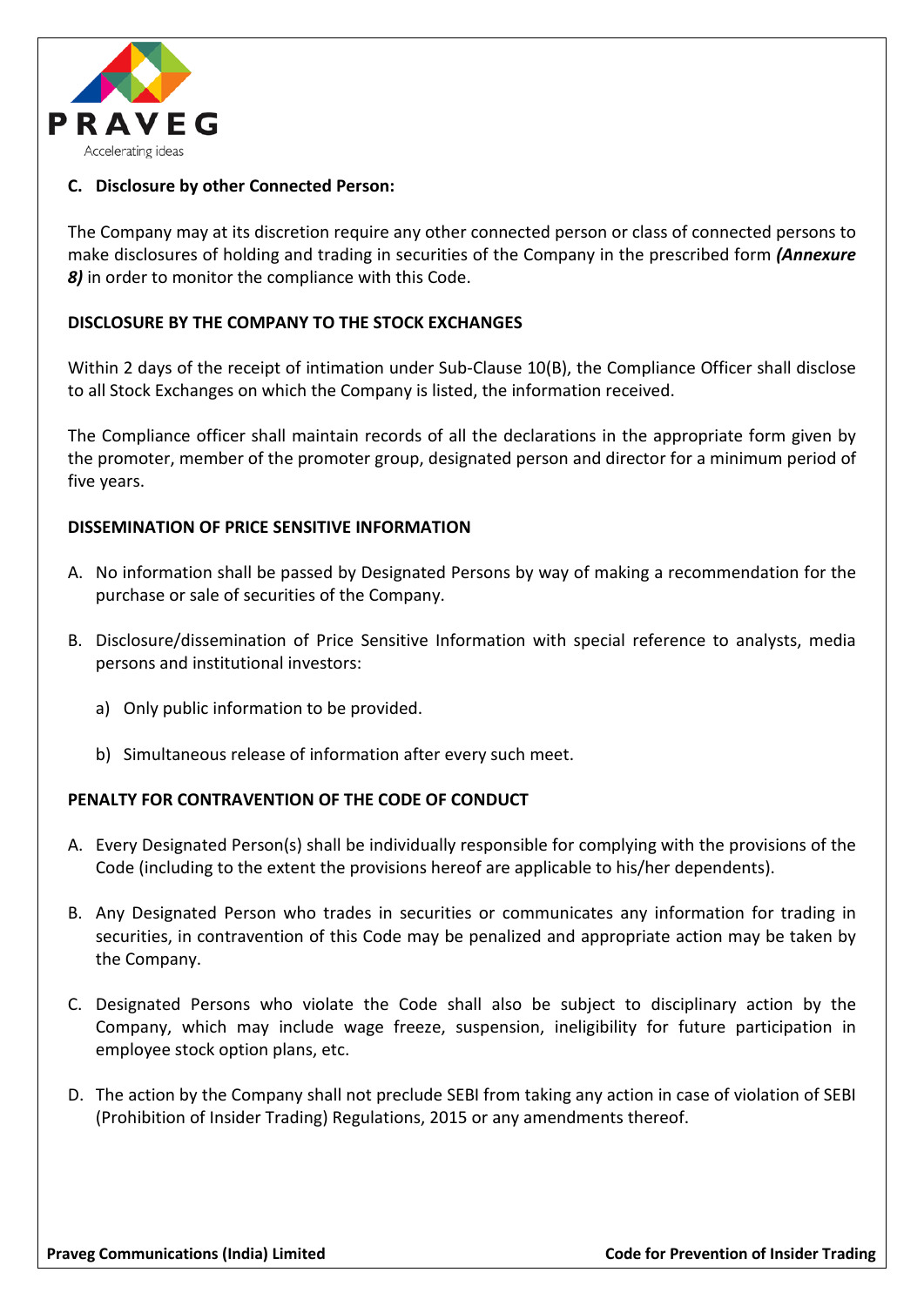**C. Disclosure by other Connected Person:**

The Company may at its discretion require any other connected person or class of connected persons to make disclosures of holding and trading in securities of the Company in the prescribed form ***(Annexure 8)*** in order to monitor the compliance with this Code.

**DISCLOSURE BY THE COMPANY TO THE STOCK EXCHANGES**

Within 2 days of the receipt of intimation under Sub-Clause 10(B), the Compliance Officer shall disclose to all Stock Exchanges on which the Company is listed, the information received.

The Compliance officer shall maintain records of all the declarations in the appropriate form given by the promoter, member of the promoter group, designated person and director for a minimum period of five years.

**DISSEMINATION OF PRICE SENSITIVE INFORMATION**

A. No information shall be passed by Designated Persons by way of making a recommendation for the purchase or sale of securities of the Company.

B. Disclosure/dissemination of Price Sensitive Information with special reference to analysts, media persons and institutional investors:

   a) Only public information to be provided.

   b) Simultaneous release of information after every such meet.

**PENALTY FOR CONTRAVENTION OF THE CODE OF CONDUCT**

A. Every Designated Person(s) shall be individually responsible for complying with the provisions of the Code (including to the extent the provisions hereof are applicable to his/her dependents).

B. Any Designated Person who trades in securities or communicates any information for trading in securities, in contravention of this Code may be penalized and appropriate action may be taken by the Company.

C. Designated Persons who violate the Code shall also be subject to disciplinary action by the Company, which may include wage freeze, suspension, ineligibility for future participation in employee stock option plans, etc.

D. The action by the Company shall not preclude SEBI from taking any action in case of violation of SEBI (Prohibition of Insider Trading) Regulations, 2015 or any amendments thereof.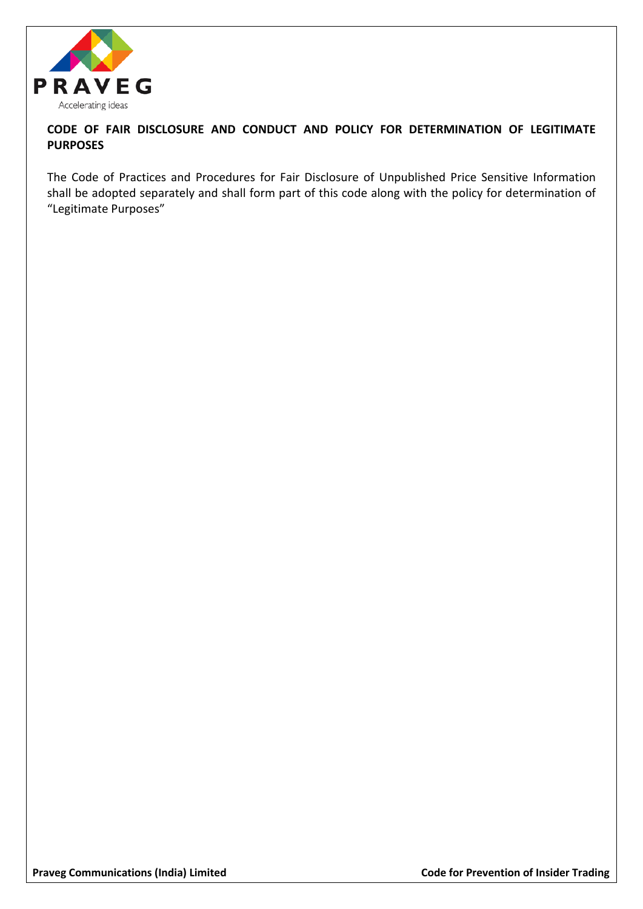**CODE OF FAIR DISCLOSURE AND CONDUCT AND POLICY FOR DETERMINATION OF LEGITIMATE PURPOSES**

The Code of Practices and Procedures for Fair Disclosure of Unpublished Price Sensitive Information shall be adopted separately and shall form part of this code along with the policy for determination of "Legitimate Purposes"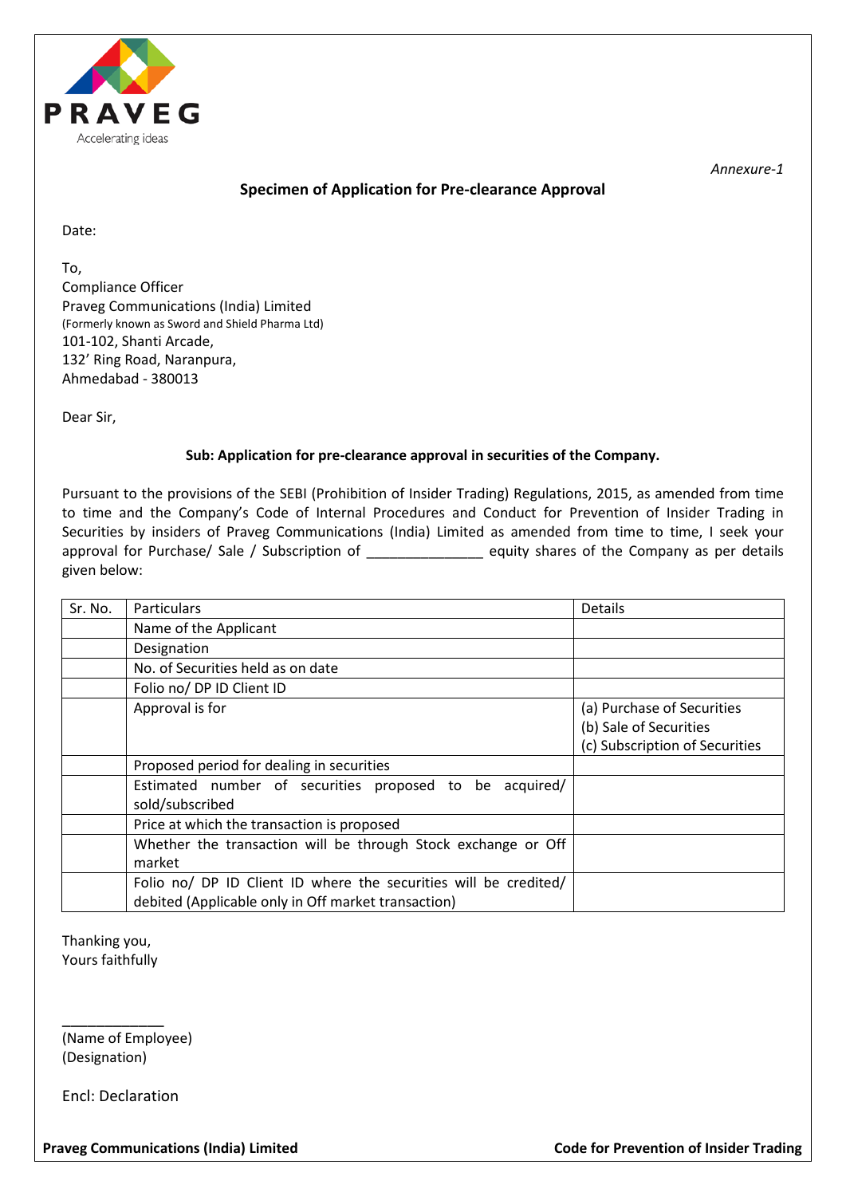*Annexure-1*

## Specimen of Application for Pre-clearance Approval

Date:

To,
Compliance Officer
Praveg Communications (India) Limited
(Formerly known as Sword and Shield Pharma Ltd)
101-102, Shanti Arcade,
132' Ring Road, Naranpura,
Ahmedabad - 380013

Dear Sir,

**Sub: Application for pre-clearance approval in securities of the Company.**

Pursuant to the provisions of the SEBI (Prohibition of Insider Trading) Regulations, 2015, as amended from time to time and the Company's Code of Internal Procedures and Conduct for Prevention of Insider Trading in Securities by insiders of Praveg Communications (India) Limited as amended from time to time, I seek your approval for Purchase/ Sale / Subscription of _______________ equity shares of the Company as per details given below:

| Sr. No. | Particulars | Details |
|---|---|---|
| | Name of the Applicant | |
| | Designation | |
| | No. of Securities held as on date | |
| | Folio no/ DP ID Client ID | |
| | Approval is for | (a) Purchase of Securities<br>(b) Sale of Securities<br>(c) Subscription of Securities |
| | Proposed period for dealing in securities | |
| | Estimated number of securities proposed to be acquired/ sold/subscribed | |
| | Price at which the transaction is proposed | |
| | Whether the transaction will be through Stock exchange or Off market | |
| | Folio no/ DP ID Client ID where the securities will be credited/ debited (Applicable only in Off market transaction) | |

Thanking you,
Yours faithfully

_____________
(Name of Employee)
(Designation)

Encl: Declaration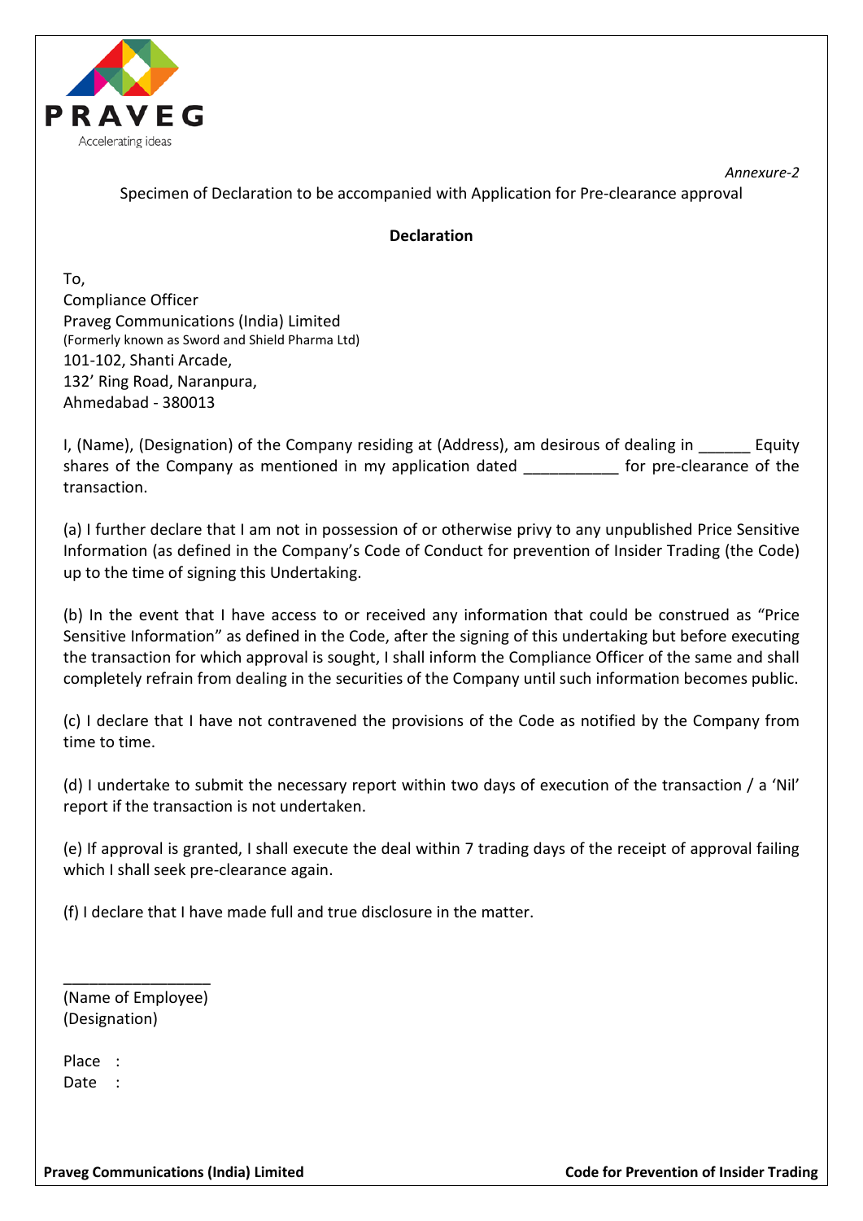*Annexure-2*

Specimen of Declaration to be accompanied with Application for Pre-clearance approval

**Declaration**

To,
Compliance Officer
Praveg Communications (India) Limited
(Formerly known as Sword and Shield Pharma Ltd)
101-102, Shanti Arcade,
132' Ring Road, Naranpura,
Ahmedabad - 380013

I, (Name), (Designation) of the Company residing at (Address), am desirous of dealing in ______ Equity shares of the Company as mentioned in my application dated ___________ for pre-clearance of the transaction.

(a) I further declare that I am not in possession of or otherwise privy to any unpublished Price Sensitive Information (as defined in the Company's Code of Conduct for prevention of Insider Trading (the Code) up to the time of signing this Undertaking.

(b) In the event that I have access to or received any information that could be construed as "Price Sensitive Information" as defined in the Code, after the signing of this undertaking but before executing the transaction for which approval is sought, I shall inform the Compliance Officer of the same and shall completely refrain from dealing in the securities of the Company until such information becomes public.

(c) I declare that I have not contravened the provisions of the Code as notified by the Company from time to time.

(d) I undertake to submit the necessary report within two days of execution of the transaction / a 'Nil' report if the transaction is not undertaken.

(e) If approval is granted, I shall execute the deal within 7 trading days of the receipt of approval failing which I shall seek pre-clearance again.

(f) I declare that I have made full and true disclosure in the matter.

_________________
(Name of Employee)
(Designation)

Place :
Date :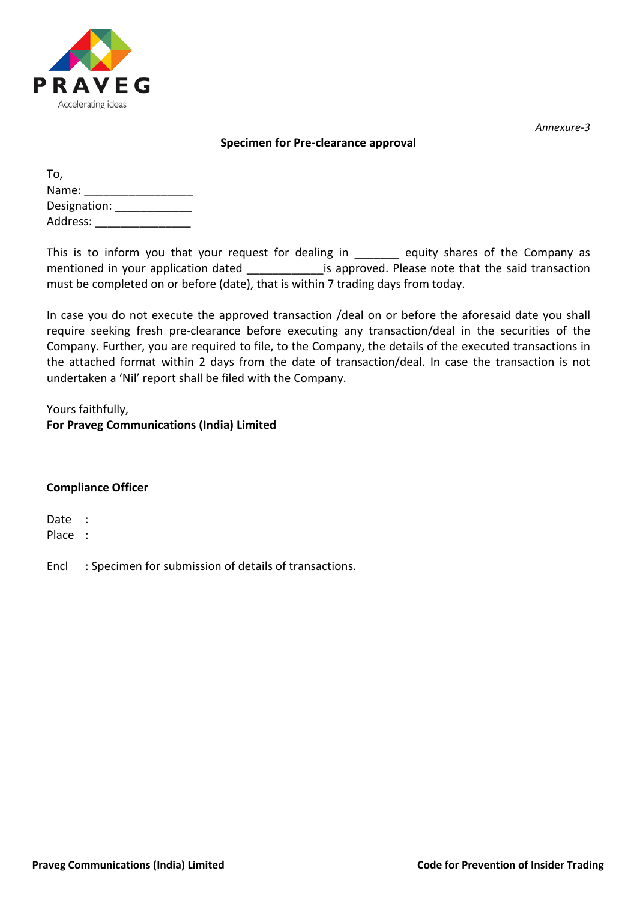*Annexure-3*

**Specimen for Pre-clearance approval**

To,
Name: _________________
Designation: ____________
Address: _______________

This is to inform you that your request for dealing in _______ equity shares of the Company as mentioned in your application dated ____________is approved. Please note that the said transaction must be completed on or before (date), that is within 7 trading days from today.

In case you do not execute the approved transaction /deal on or before the aforesaid date you shall require seeking fresh pre-clearance before executing any transaction/deal in the securities of the Company. Further, you are required to file, to the Company, the details of the executed transactions in the attached format within 2 days from the date of transaction/deal. In case the transaction is not undertaken a 'Nil' report shall be filed with the Company.

Yours faithfully,
**For Praveg Communications (India) Limited**

**Compliance Officer**

Date :
Place :

Encl : Specimen for submission of details of transactions.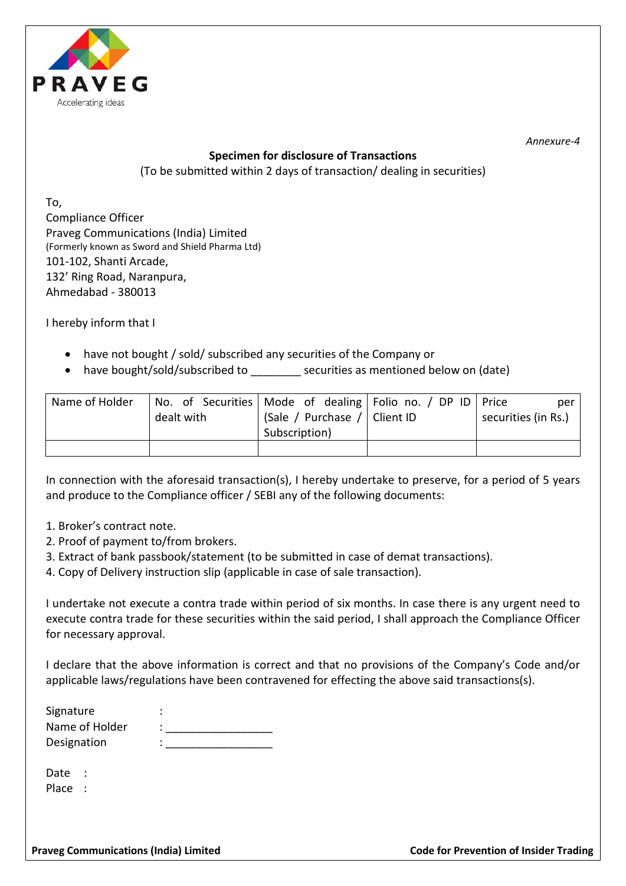*Annexure-4*

**Specimen for disclosure of Transactions**

(To be submitted within 2 days of transaction/ dealing in securities)

To,
Compliance Officer
Praveg Communications (India) Limited
(Formerly known as Sword and Shield Pharma Ltd)
101-102, Shanti Arcade,
132' Ring Road, Naranpura,
Ahmedabad - 380013

I hereby inform that I

- have not bought / sold/ subscribed any securities of the Company or
- have bought/sold/subscribed to ________ securities as mentioned below on (date)

| Name of Holder | No. of Securities dealt with | Mode of dealing (Sale / Purchase / Subscription) | Folio no. / DP ID Client ID | Price per securities (in Rs.) |
|---|---|---|---|---|
| | | | | |

In connection with the aforesaid transaction(s), I hereby undertake to preserve, for a period of 5 years and produce to the Compliance officer / SEBI any of the following documents:

1. Broker's contract note.
2. Proof of payment to/from brokers.
3. Extract of bank passbook/statement (to be submitted in case of demat transactions).
4. Copy of Delivery instruction slip (applicable in case of sale transaction).

I undertake not execute a contra trade within period of six months. In case there is any urgent need to execute contra trade for these securities within the said period, I shall approach the Compliance Officer for necessary approval.

I declare that the above information is correct and that no provisions of the Company's Code and/or applicable laws/regulations have been contravened for effecting the above said transactions(s).

Signature :
Name of Holder : ________________
Designation : ________________

Date :
Place :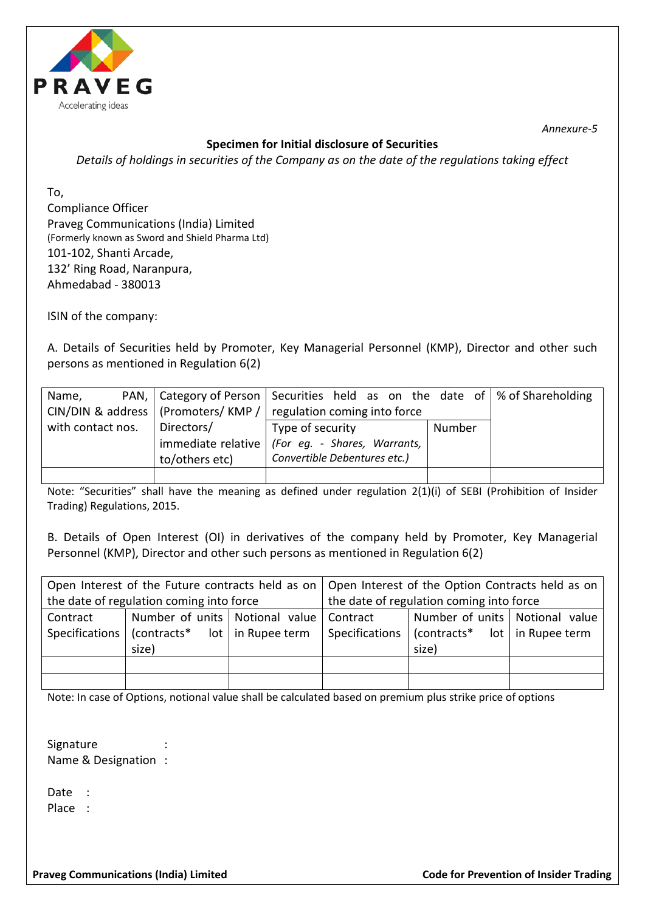*Annexure-5*

**Specimen for Initial disclosure of Securities**

*Details of holdings in securities of the Company as on the date of the regulations taking effect*

To,
Compliance Officer
Praveg Communications (India) Limited
(Formerly known as Sword and Shield Pharma Ltd)
101-102, Shanti Arcade,
132' Ring Road, Naranpura,
Ahmedabad - 380013

ISIN of the company:

A. Details of Securities held by Promoter, Key Managerial Personnel (KMP), Director and other such persons as mentioned in Regulation 6(2)

| Name, PAN, CIN/DIN & address with contact nos. | Category of Person (Promoters/ KMP / Directors/ immediate relative to/others etc) | Securities held as on the date of regulation coming into force | | % of Shareholding |
|---|---|---|---|---|
| | | Type of security *(For eg. - Shares, Warrants, Convertible Debentures etc.)* | Number | |
| | | | | |

Note: "Securities" shall have the meaning as defined under regulation 2(1)(i) of SEBI (Prohibition of Insider Trading) Regulations, 2015.

B. Details of Open Interest (OI) in derivatives of the company held by Promoter, Key Managerial Personnel (KMP), Director and other such persons as mentioned in Regulation 6(2)

| Open Interest of the Future contracts held as on the date of regulation coming into force | | | Open Interest of the Option Contracts held as on the date of regulation coming into force | | |
|---|---|---|---|---|---|
| Contract Specifications | Number of units (contracts* lot size) | Notional value in Rupee term | Contract Specifications | Number of units (contracts* lot size) | Notional value in Rupee term |
| | | | | | |
| | | | | | |

Note: In case of Options, notional value shall be calculated based on premium plus strike price of options

Signature :
Name & Designation :

Date :
Place :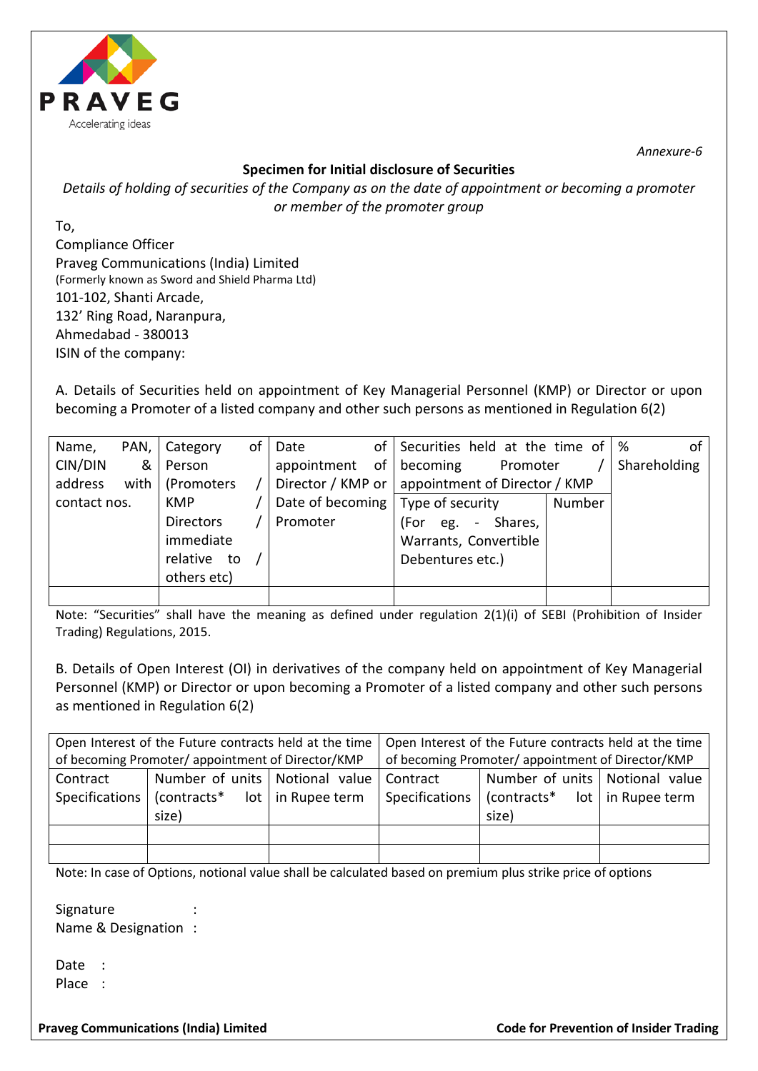*Annexure-6*

**Specimen for Initial disclosure of Securities**

*Details of holding of securities of the Company as on the date of appointment or becoming a promoter or member of the promoter group*

To,
Compliance Officer
Praveg Communications (India) Limited
(Formerly known as Sword and Shield Pharma Ltd)
101-102, Shanti Arcade,
132' Ring Road, Naranpura,
Ahmedabad - 380013
ISIN of the company:

A. Details of Securities held on appointment of Key Managerial Personnel (KMP) or Director or upon becoming a Promoter of a listed company and other such persons as mentioned in Regulation 6(2)

| Name, PAN, CIN/DIN & address with contact nos. | Category of Person (Promoters / KMP / Directors / immediate relative to / others etc) | Date of appointment of Director / KMP or Date of becoming Promoter | Securities held at the time of becoming Promoter / appointment of Director / KMP | | % of Shareholding |
|---|---|---|---|---|---|
| | | | Type of security (For eg. - Shares, Warrants, Convertible Debentures etc.) | Number | |
| | | | | | |

Note: "Securities" shall have the meaning as defined under regulation 2(1)(i) of SEBI (Prohibition of Insider Trading) Regulations, 2015.

B. Details of Open Interest (OI) in derivatives of the company held on appointment of Key Managerial Personnel (KMP) or Director or upon becoming a Promoter of a listed company and other such persons as mentioned in Regulation 6(2)

| Open Interest of the Future contracts held at the time of becoming Promoter/ appointment of Director/KMP | | | Open Interest of the Future contracts held at the time of becoming Promoter/ appointment of Director/KMP | | |
|---|---|---|---|---|---|
| Contract Specifications | Number of units (contracts* lot size) | Notional value in Rupee term | Contract Specifications | Number of units (contracts* lot size) | Notional value in Rupee term |
| | | | | | |
| | | | | | |

Note: In case of Options, notional value shall be calculated based on premium plus strike price of options

Signature :
Name & Designation :

Date :
Place :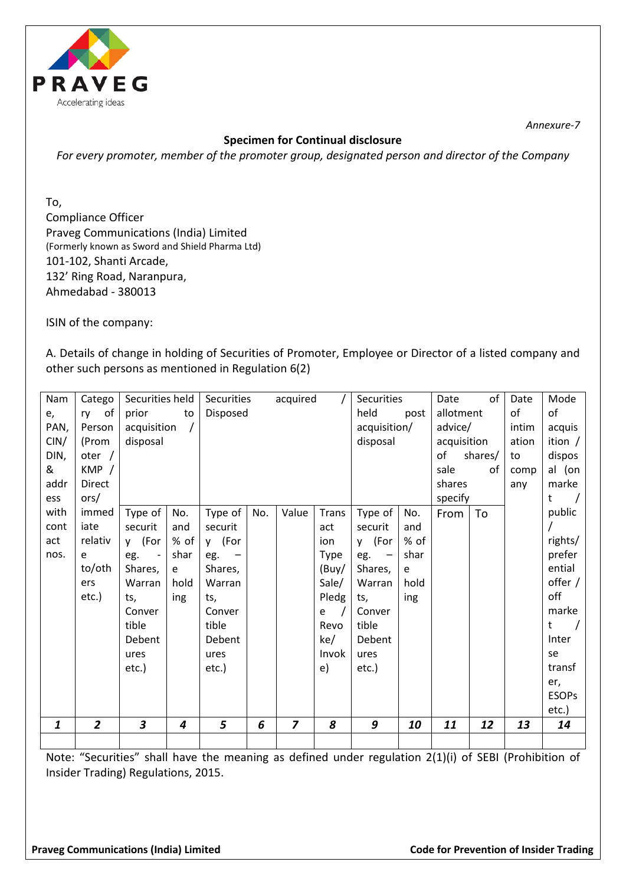*Annexure-7*

**Specimen for Continual disclosure**

*For every promoter, member of the promoter group, designated person and director of the Company*

To,
Compliance Officer
Praveg Communications (India) Limited
(Formerly known as Sword and Shield Pharma Ltd)
101-102, Shanti Arcade,
132' Ring Road, Naranpura,
Ahmedabad - 380013

ISIN of the company:

A. Details of change in holding of Securities of Promoter, Employee or Director of a listed company and other such persons as mentioned in Regulation 6(2)

| Name, PAN, CIN/ DIN, & address with contact nos. | Category of Person (Promoter / KMP / Directors/ immediate relative to/others etc.) | Securities held prior to acquisition / disposal | | Securities acquired / Disposed | | | | Securities held post acquisition/ disposal | | Date of allotment advice/ acquisition of shares/ sale of shares specify | | Date of intimation to company | Mode of acquisition / disposal (on market / public / rights/ preferential offer / off market / Inter se transfer, ESOPs etc.) |
|---|---|---|---|---|---|---|---|---|---|---|---|---|---|
| | | Type of security (For eg. - Shares, Warrants, Convertible Debentures etc.) | No. and % of share holding | Type of security (For eg. – Shares, Warrants, Convertible Debentures etc.) | No. | Value | Transaction Type (Buy/ Sale/ Pledge / Revoke/ Invoke) | Type of security (For eg. – Shares, Warrants, Convertible Debentures etc.) | No. and % of share holding | From | To | | |
| ***1*** | ***2*** | ***3*** | ***4*** | ***5*** | ***6*** | ***7*** | ***8*** | ***9*** | ***10*** | ***11*** | ***12*** | ***13*** | ***14*** |
| | | | | | | | | | | | | | |

Note: "Securities" shall have the meaning as defined under regulation 2(1)(i) of SEBI (Prohibition of Insider Trading) Regulations, 2015.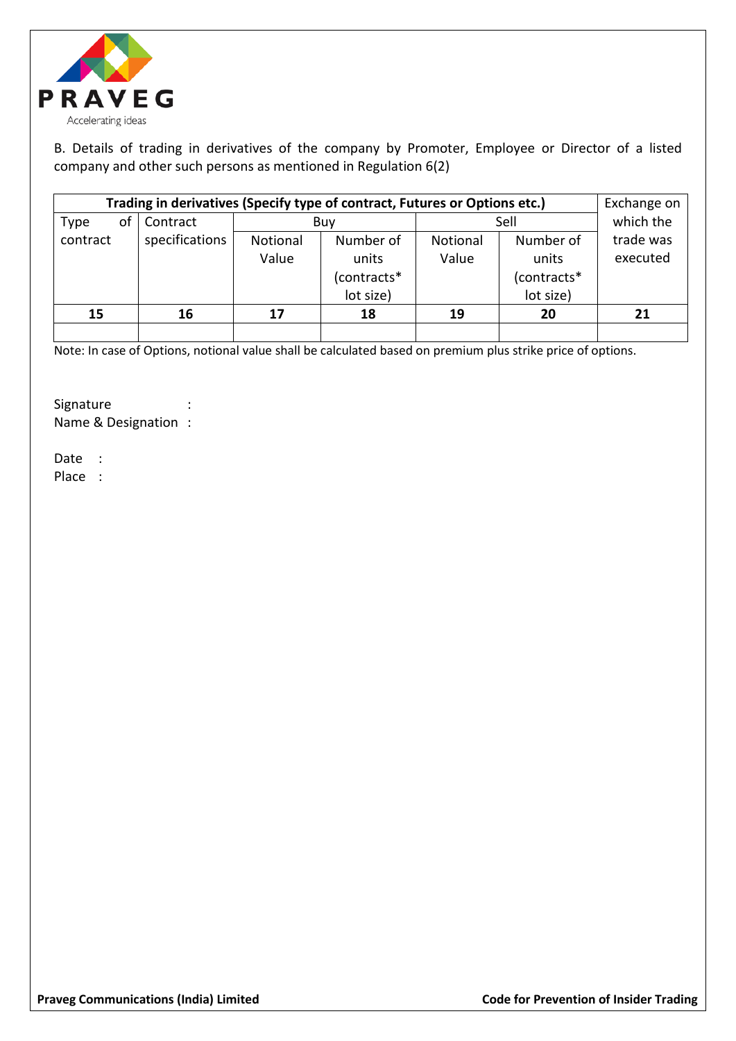B. Details of trading in derivatives of the company by Promoter, Employee or Director of a listed company and other such persons as mentioned in Regulation 6(2)

| Trading in derivatives (Specify type of contract, Futures or Options etc.) | | | | | | Exchange on which the trade was executed |
|---|---|---|---|---|---|---|
| Type of contract | Contract specifications | Buy | | Sell | | |
| | | Notional Value | Number of units (contracts* lot size) | Notional Value | Number of units (contracts* lot size) | |
| **15** | **16** | **17** | **18** | **19** | **20** | **21** |
| | | | | | | |

Note: In case of Options, notional value shall be calculated based on premium plus strike price of options.

Signature :
Name & Designation :

Date :
Place :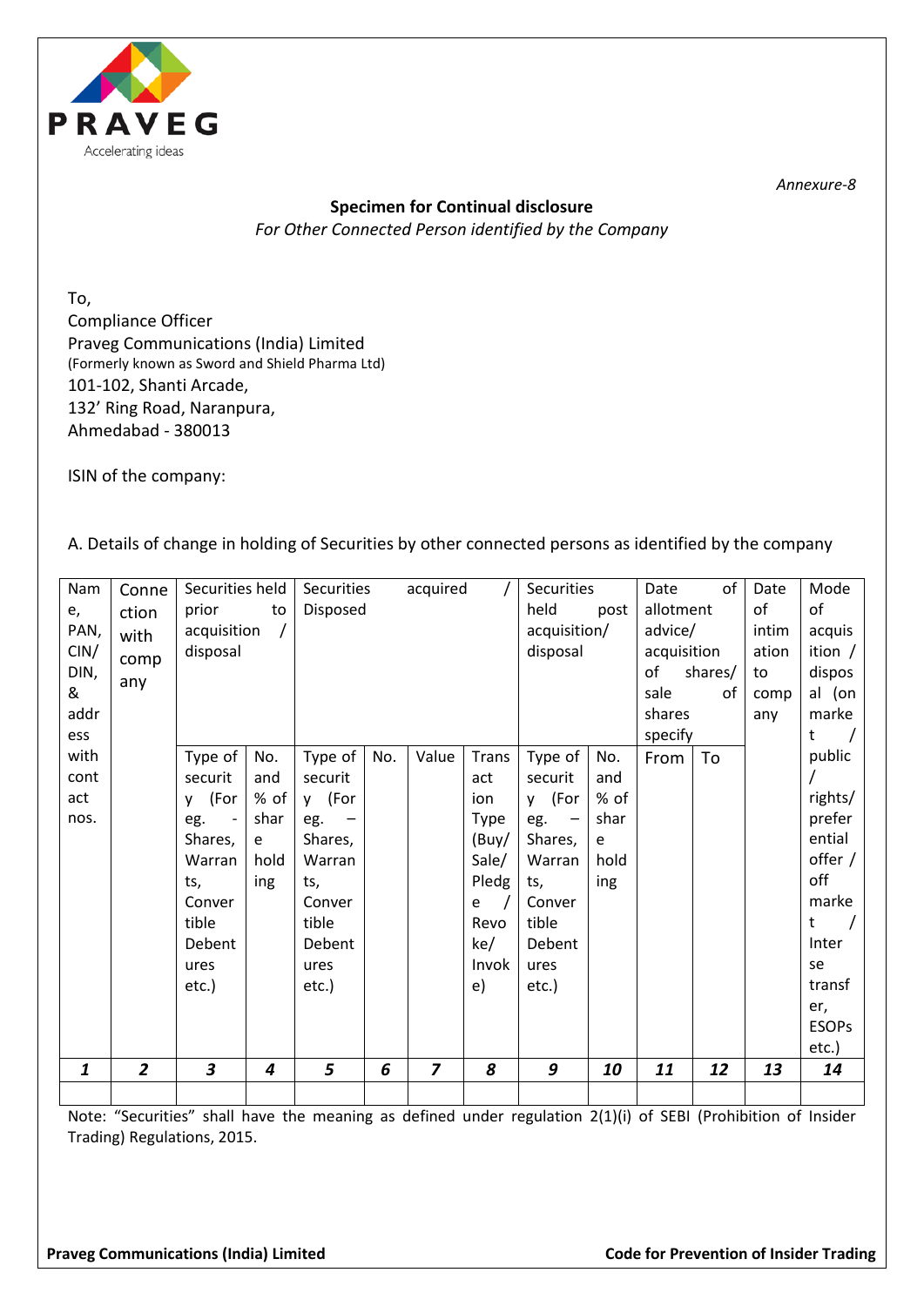*Annexure-8*

**Specimen for Continual disclosure**

*For Other Connected Person identified by the Company*

To,
Compliance Officer
Praveg Communications (India) Limited
(Formerly known as Sword and Shield Pharma Ltd)
101-102, Shanti Arcade,
132' Ring Road, Naranpura,
Ahmedabad - 380013

ISIN of the company:

A. Details of change in holding of Securities by other connected persons as identified by the company

| Name, PAN, CIN/DIN, & address with contact nos. | Connection with company | Securities held prior to acquisition / disposal | | Securities acquired / Disposed | | | | Securities held post acquisition/ disposal | | Date of allotment advice/ acquisition of shares/ sale of shares specify | | Date of intimation to company | Mode of acquisition / disposal (on market / public / rights/ preferential offer / off market / Inter se transfer, ESOPs etc.) |
|---|---|---|---|---|---|---|---|---|---|---|---|---|---|
| | | Type of security (For eg. - Shares, Warrants, Convertible Debentures etc.) | No. and % of share holding | Type of security (For eg. – Shares, Warrants, Convertible Debentures etc.) | No. | Value | Transaction Type (Buy/ Sale/ Pledge / Revoke/ Invoke) | Type of security (For eg. – Shares, Warrants, Convertible Debentures etc.) | No. and % of share holding | From | To | | |
| ***1*** | ***2*** | ***3*** | ***4*** | ***5*** | ***6*** | ***7*** | ***8*** | ***9*** | ***10*** | ***11*** | ***12*** | ***13*** | ***14*** |
| | | | | | | | | | | | | | |

Note: "Securities" shall have the meaning as defined under regulation 2(1)(i) of SEBI (Prohibition of Insider Trading) Regulations, 2015.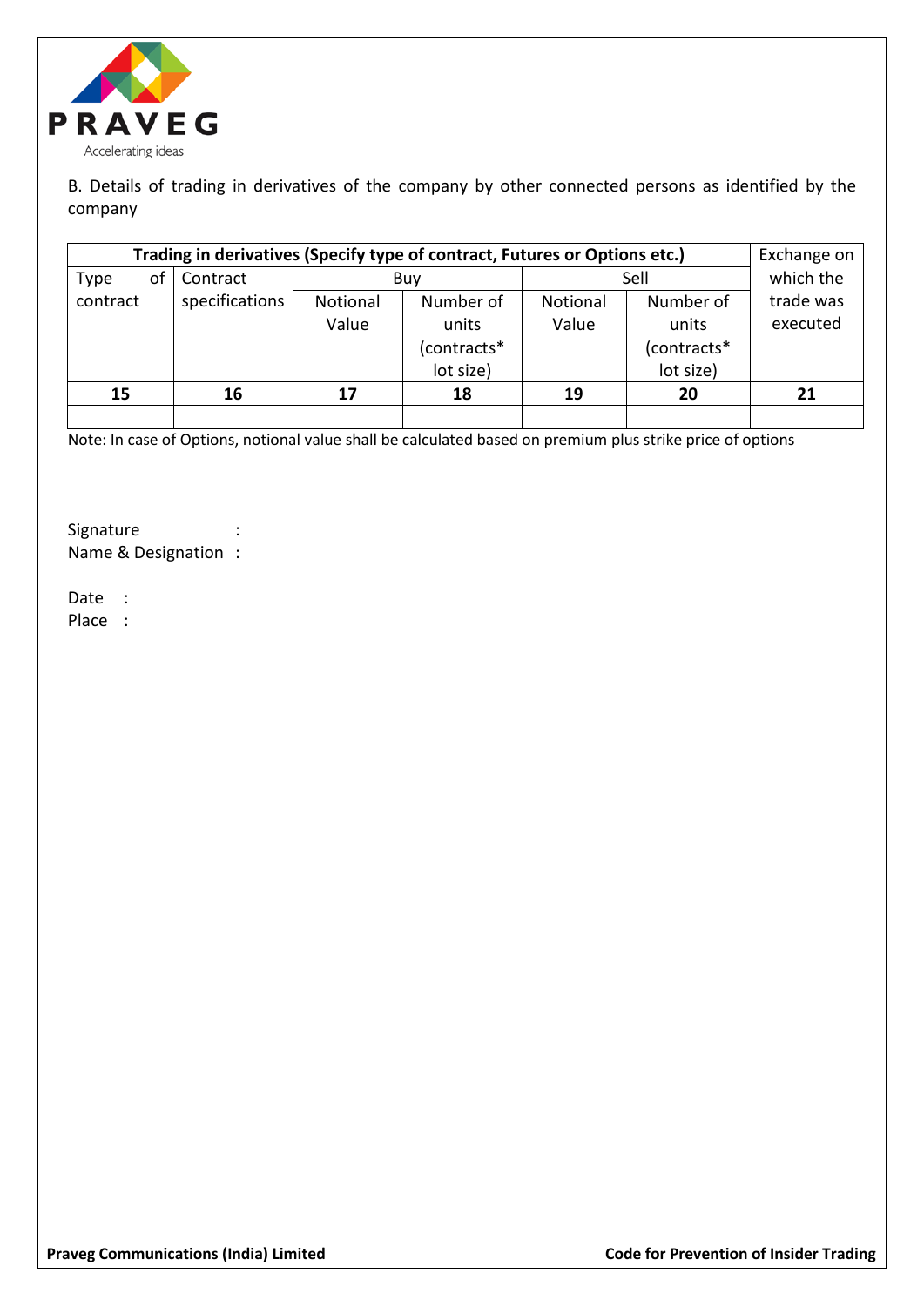B. Details of trading in derivatives of the company by other connected persons as identified by the company

| Trading in derivatives (Specify type of contract, Futures or Options etc.) | | | | | | Exchange on which the trade was executed |
|---|---|---|---|---|---|---|
| Type of contract | Contract specifications | Buy | | Sell | | |
| | | Notional Value | Number of units (contracts* lot size) | Notional Value | Number of units (contracts* lot size) | |
| **15** | **16** | **17** | **18** | **19** | **20** | **21** |
| | | | | | | |

Note: In case of Options, notional value shall be calculated based on premium plus strike price of options

Signature :

Name & Designation :

Date :

Place :